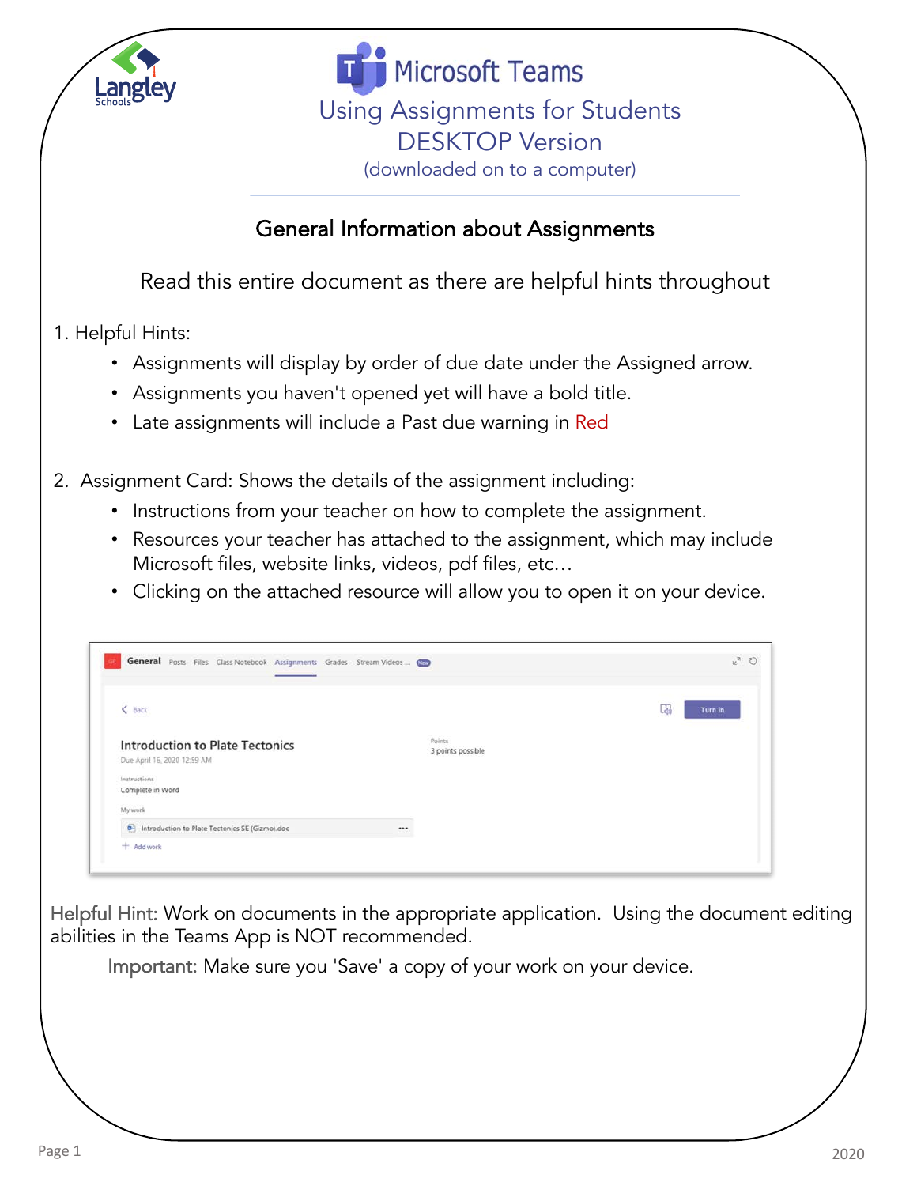# Microsoft Teams

## Using Assignments for Students DESKTOP Version

(downloaded on to a computer)

### General Information about Assignments

Read this entire document as there are helpful hints throughout

1. Helpful Hints:
   - Assignments will display by order of due date under the Assigned arrow.
   - Assignments you haven't opened yet will have a bold title.
   - Late assignments will include a Past due warning in Red

2. Assignment Card: Shows the details of the assignment including:
   - Instructions from your teacher on how to complete the assignment.
   - Resources your teacher has attached to the assignment, which may include Microsoft files, website links, videos, pdf files, etc…
   - Clicking on the attached resource will allow you to open it on your device.

Helpful Hint: Work on documents in the appropriate application. Using the document editing abilities in the Teams App is NOT recommended.

Important: Make sure you 'Save' a copy of your work on your device.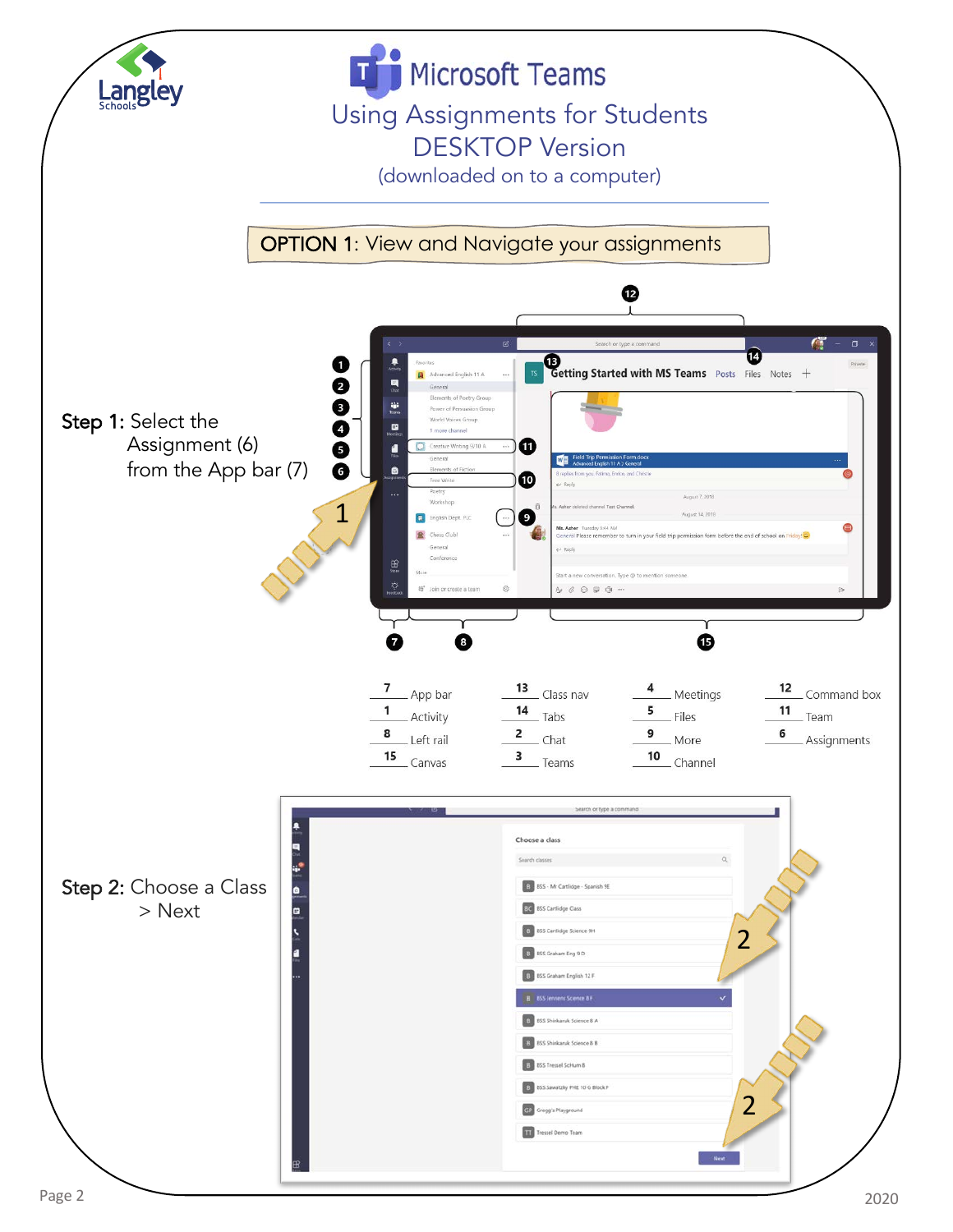# Microsoft Teams

## Using Assignments for Students DESKTOP Version

(downloaded on to a computer)

### OPTION 1: View and Navigate your assignments

**Step 1:** Select the Assignment (6) from the App bar (7)

| | | | | | | | | | | | |
|---|---|---|---|---|---|---|---|---|---|---|---|
| 7 | App bar | | 13 | Class nav | | 4 | Meetings | | 12 | Command box | |
| 1 | Activity | | 14 | Tabs | | 5 | Files | | 11 | Team | |
| 8 | Left rail | | 2 | Chat | | 9 | More | | 6 | Assignments | |
| 15 | Canvas | | 3 | Teams | | 10 | Channel | | | | |

**Step 2:** Choose a Class > Next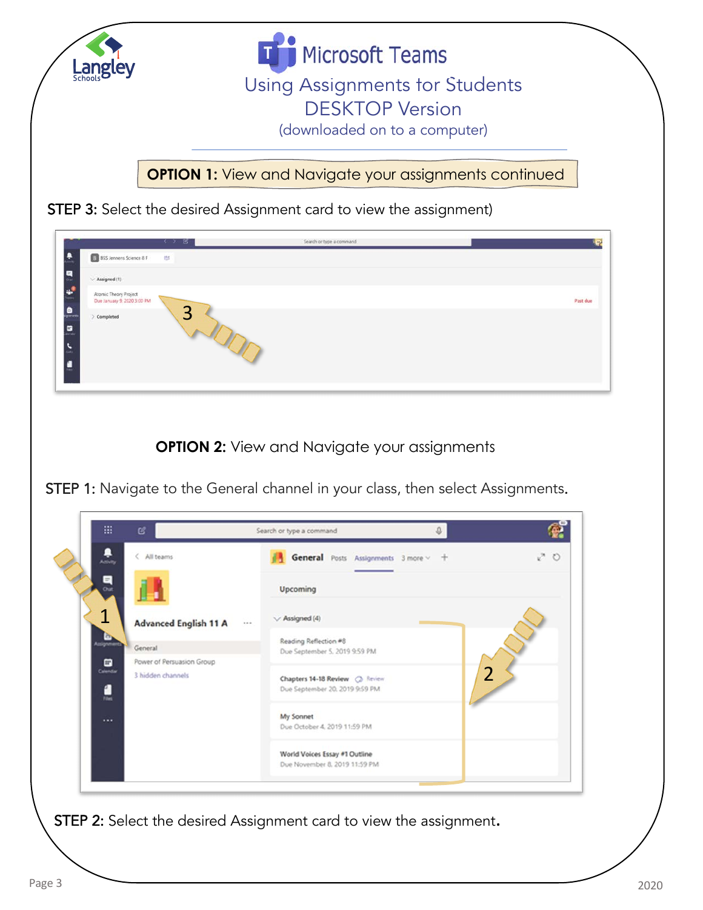# Microsoft Teams

## Using Assignments for Students
## DESKTOP Version
(downloaded on to a computer)

**OPTION 1:** View and Navigate your assignments continued

**STEP 3:** Select the desired Assignment card to view the assignment)

**OPTION 2:** View and Navigate your assignments

**STEP 1:** Navigate to the General channel in your class, then select Assignments.

**STEP 2:** Select the desired Assignment card to view the assignment.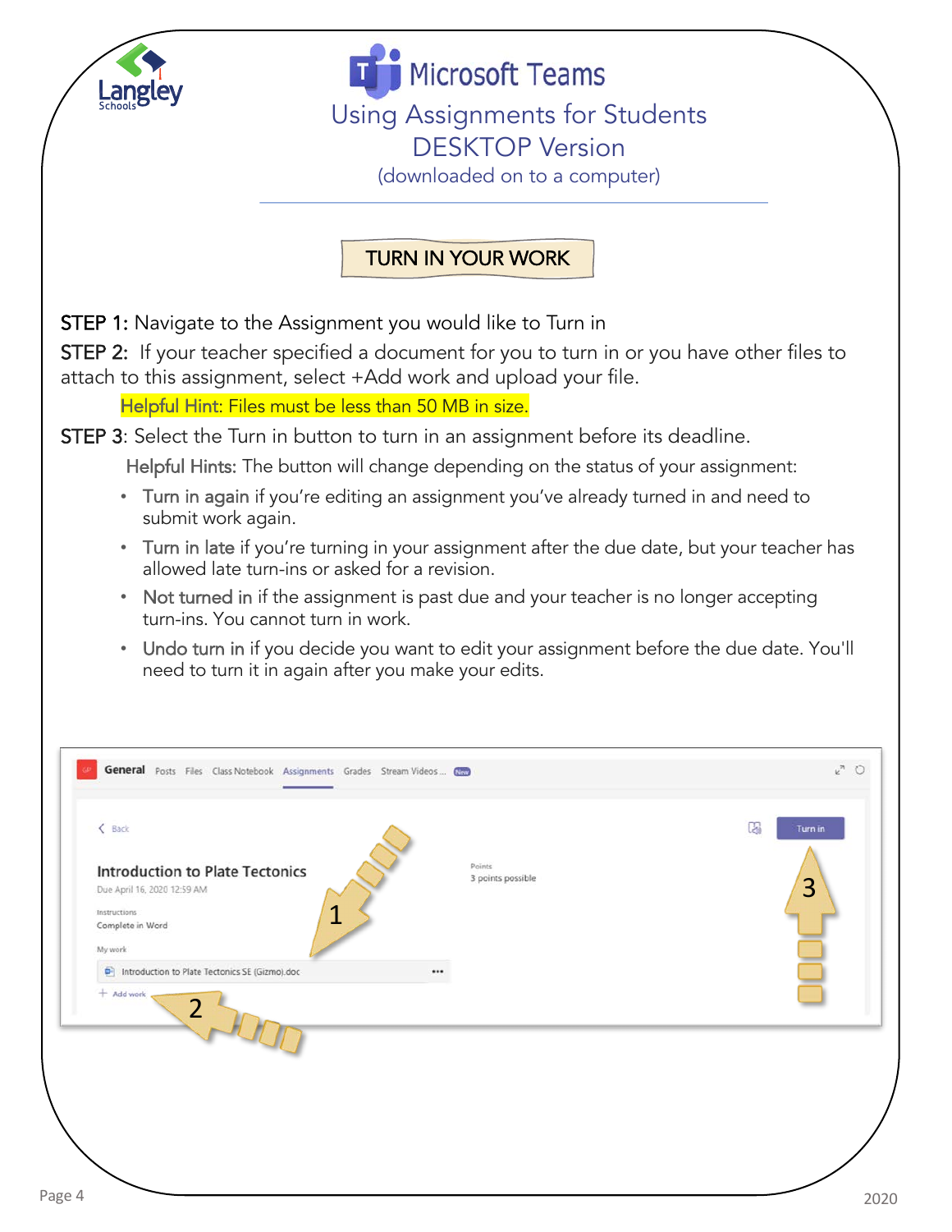# Microsoft Teams

## Using Assignments for Students DESKTOP Version

(downloaded on to a computer)

### TURN IN YOUR WORK

**STEP 1:** Navigate to the Assignment you would like to Turn in

**STEP 2:** If your teacher specified a document for you to turn in or you have other files to attach to this assignment, select +Add work and upload your file.

Helpful Hint: Files must be less than 50 MB in size.

**STEP 3**: Select the Turn in button to turn in an assignment before its deadline.

Helpful Hints: The button will change depending on the status of your assignment:

- Turn in again if you're editing an assignment you've already turned in and need to submit work again.
- Turn in late if you're turning in your assignment after the due date, but your teacher has allowed late turn-ins or asked for a revision.
- Not turned in if the assignment is past due and your teacher is no longer accepting turn-ins. You cannot turn in work.
- Undo turn in if you decide you want to edit your assignment before the due date. You'll need to turn it in again after you make your edits.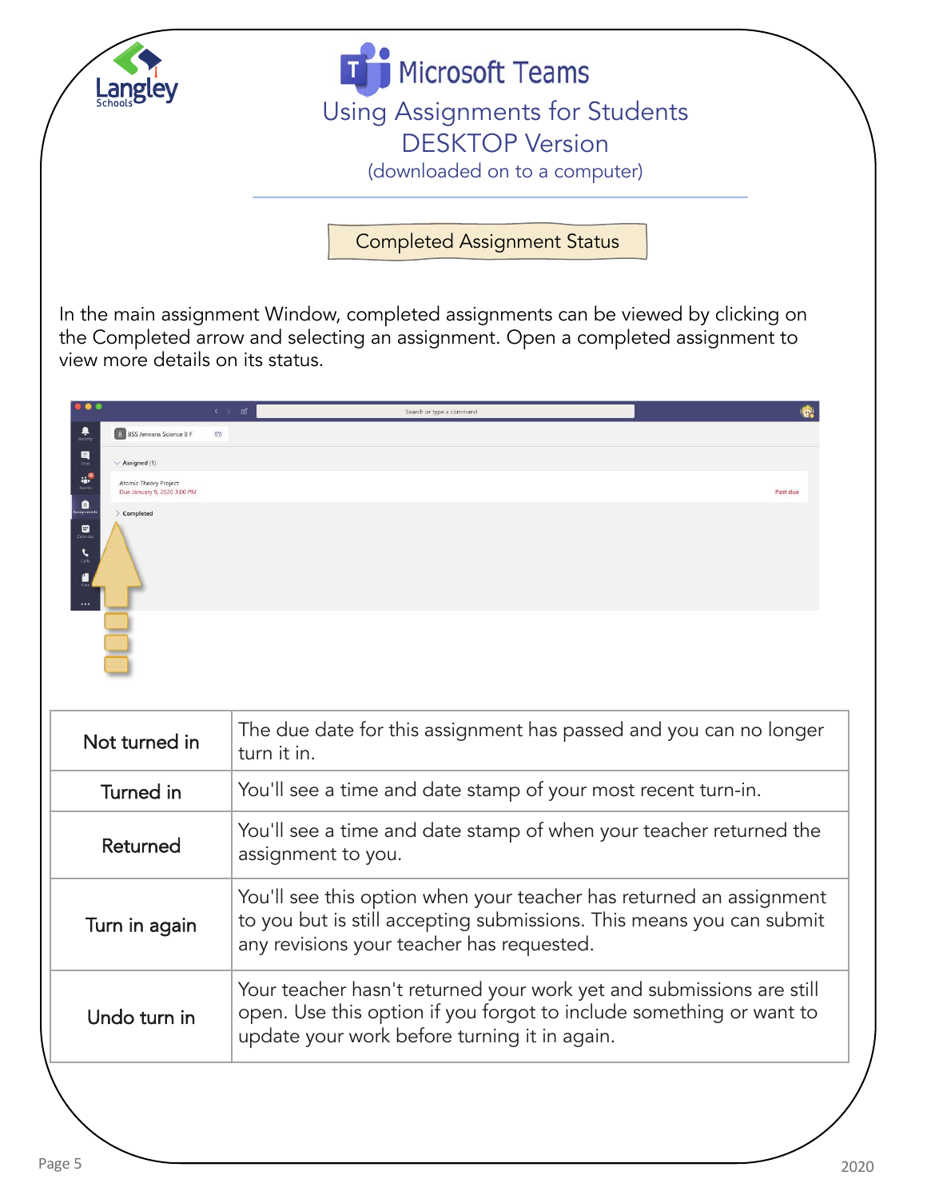# Microsoft Teams

## Using Assignments for Students DESKTOP Version

(downloaded on to a computer)

### Completed Assignment Status

In the main assignment Window, completed assignments can be viewed by clicking on the Completed arrow and selecting an assignment. Open a completed assignment to view more details on its status.

| | |
|---|---|
| Not turned in | The due date for this assignment has passed and you can no longer turn it in. |
| Turned in | You'll see a time and date stamp of your most recent turn-in. |
| Returned | You'll see a time and date stamp of when your teacher returned the assignment to you. |
| Turn in again | You'll see this option when your teacher has returned an assignment to you but is still accepting submissions. This means you can submit any revisions your teacher has requested. |
| Undo turn in | Your teacher hasn't returned your work yet and submissions are still open. Use this option if you forgot to include something or want to update your work before turning it in again. |